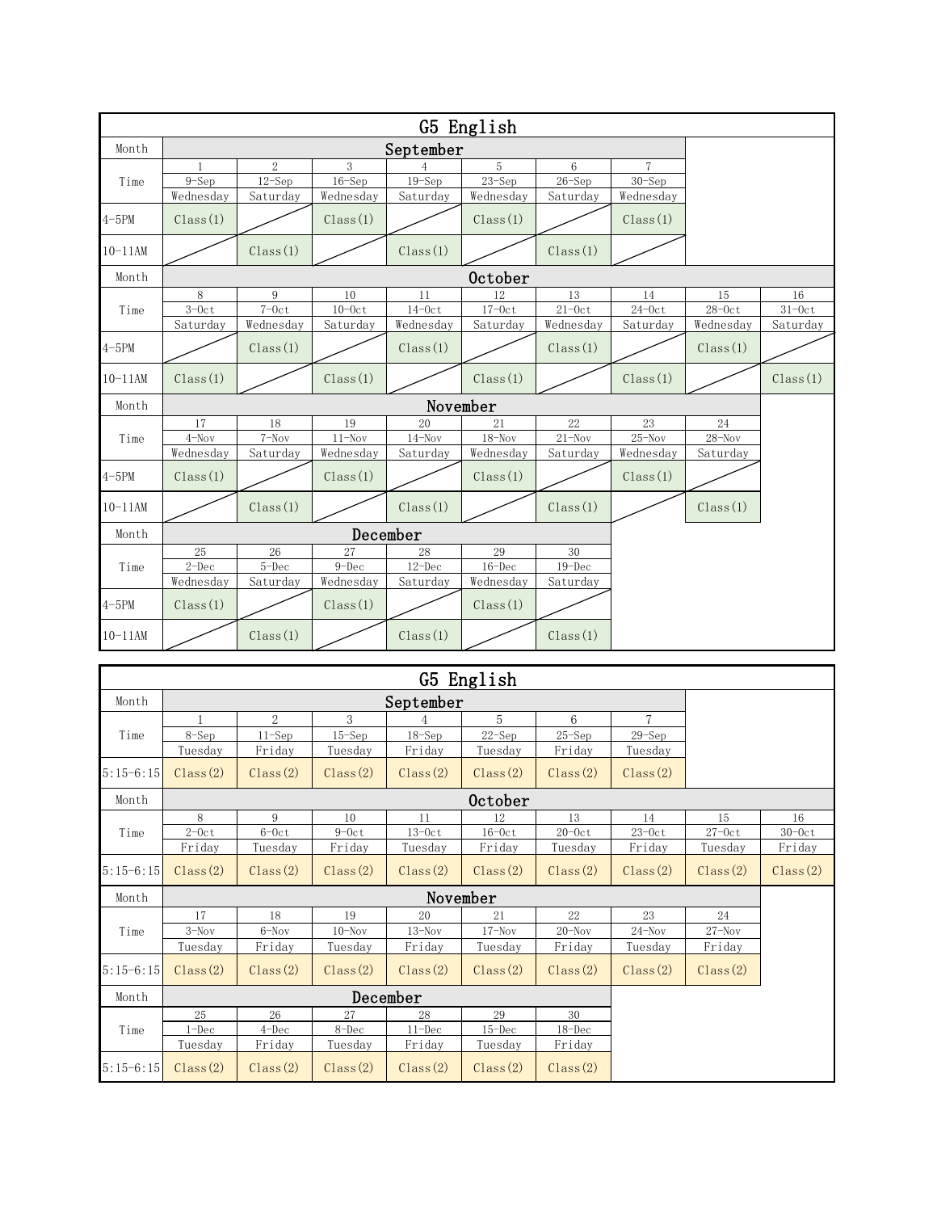## G5 English

### September

| Time | 1 | 2 | 3 | 4 | 5 | 6 | 7 |
|---|---|---|---|---|---|---|---|
| | 9-Sep | 12-Sep | 16-Sep | 19-Sep | 23-Sep | 26-Sep | 30-Sep |
| | Wednesday | Saturday | Wednesday | Saturday | Wednesday | Saturday | Wednesday |
| 4-5PM | Class(1) | | Class(1) | | Class(1) | | Class(1) |
| 10-11AM | | Class(1) | | Class(1) | | Class(1) | |

### October

| Time | 8 | 9 | 10 | 11 | 12 | 13 | 14 | 15 | 16 |
|---|---|---|---|---|---|---|---|---|---|
| | 3-Oct | 7-Oct | 10-Oct | 14-Oct | 17-Oct | 21-Oct | 24-Oct | 28-Oct | 31-Oct |
| | Saturday | Wednesday | Saturday | Wednesday | Saturday | Wednesday | Saturday | Wednesday | Saturday |
| 4-5PM | | Class(1) | | Class(1) | | Class(1) | | Class(1) | |
| 10-11AM | Class(1) | | Class(1) | | Class(1) | | Class(1) | | Class(1) |

### November

| Time | 17 | 18 | 19 | 20 | 21 | 22 | 23 | 24 |
|---|---|---|---|---|---|---|---|---|
| | 4-Nov | 7-Nov | 11-Nov | 14-Nov | 18-Nov | 21-Nov | 25-Nov | 28-Nov |
| | Wednesday | Saturday | Wednesday | Saturday | Wednesday | Saturday | Wednesday | Saturday |
| 4-5PM | Class(1) | | Class(1) | | Class(1) | | Class(1) | |
| 10-11AM | | Class(1) | | Class(1) | | Class(1) | | Class(1) |

### December

| Time | 25 | 26 | 27 | 28 | 29 | 30 |
|---|---|---|---|---|---|---|
| | 2-Dec | 5-Dec | 9-Dec | 12-Dec | 16-Dec | 19-Dec |
| | Wednesday | Saturday | Wednesday | Saturday | Wednesday | Saturday |
| 4-5PM | Class(1) | | Class(1) | | Class(1) | |
| 10-11AM | | Class(1) | | Class(1) | | Class(1) |

## G5 English

### September

| Time | 1 | 2 | 3 | 4 | 5 | 6 | 7 |
|---|---|---|---|---|---|---|---|
| | 8-Sep | 11-Sep | 15-Sep | 18-Sep | 22-Sep | 25-Sep | 29-Sep |
| | Tuesday | Friday | Tuesday | Friday | Tuesday | Friday | Tuesday |
| 5:15-6:15 | Class(2) | Class(2) | Class(2) | Class(2) | Class(2) | Class(2) | Class(2) |

### October

| Time | 8 | 9 | 10 | 11 | 12 | 13 | 14 | 15 | 16 |
|---|---|---|---|---|---|---|---|---|---|
| | 2-Oct | 6-Oct | 9-Oct | 13-Oct | 16-Oct | 20-Oct | 23-Oct | 27-Oct | 30-Oct |
| | Friday | Tuesday | Friday | Tuesday | Friday | Tuesday | Friday | Tuesday | Friday |
| 5:15-6:15 | Class(2) | Class(2) | Class(2) | Class(2) | Class(2) | Class(2) | Class(2) | Class(2) | Class(2) |

### November

| Time | 17 | 18 | 19 | 20 | 21 | 22 | 23 | 24 |
|---|---|---|---|---|---|---|---|---|
| | 3-Nov | 6-Nov | 10-Nov | 13-Nov | 17-Nov | 20-Nov | 24-Nov | 27-Nov |
| | Tuesday | Friday | Tuesday | Friday | Tuesday | Friday | Tuesday | Friday |
| 5:15-6:15 | Class(2) | Class(2) | Class(2) | Class(2) | Class(2) | Class(2) | Class(2) | Class(2) |

### December

| Time | 25 | 26 | 27 | 28 | 29 | 30 |
|---|---|---|---|---|---|---|
| | 1-Dec | 4-Dec | 8-Dec | 11-Dec | 15-Dec | 18-Dec |
| | Tuesday | Friday | Tuesday | Friday | Tuesday | Friday |
| 5:15-6:15 | Class(2) | Class(2) | Class(2) | Class(2) | Class(2) | Class(2) |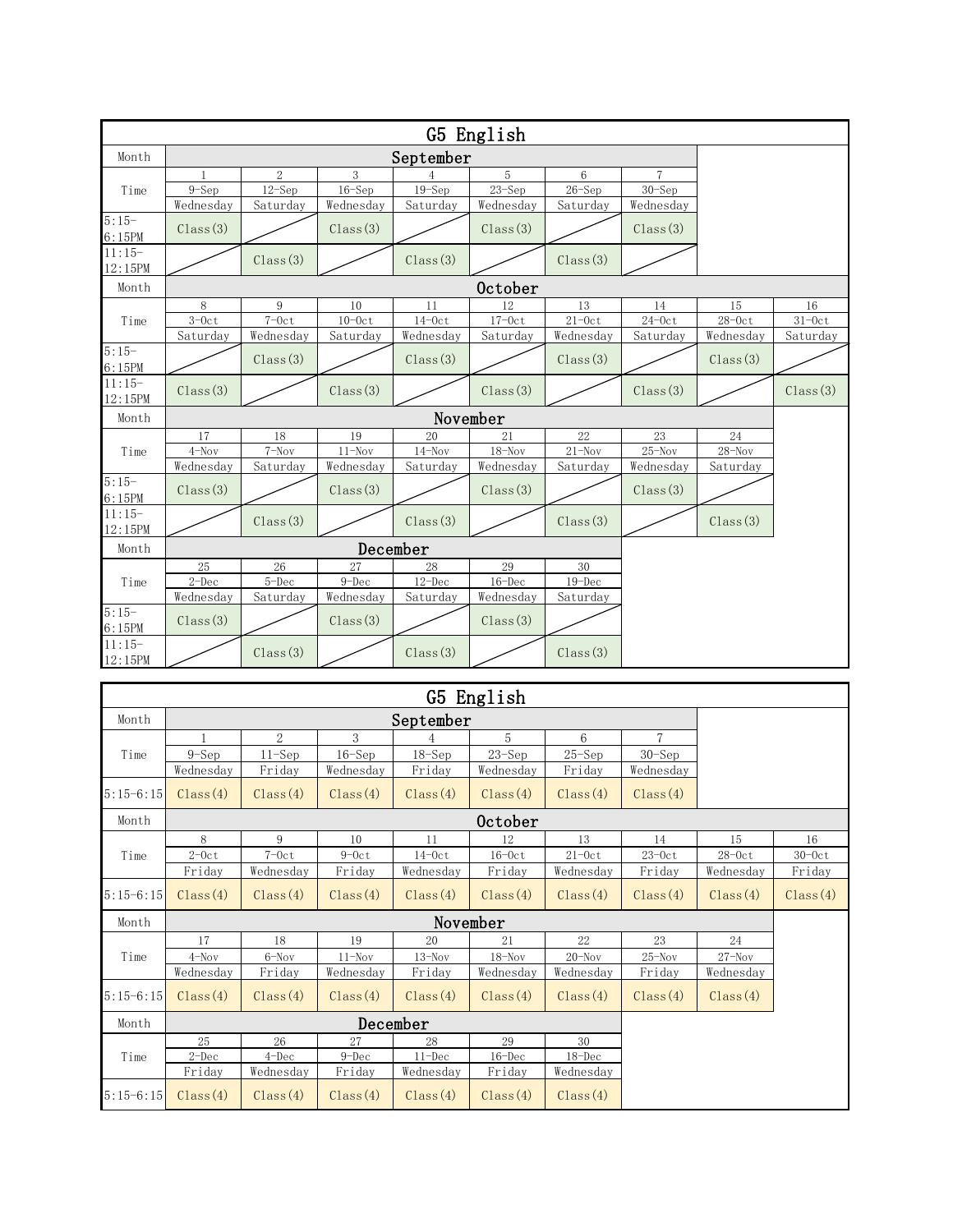# G5 English

| Month | September | | | | | | | | |
|---|---|---|---|---|---|---|---|---|---|
| Time | 1 | 2 | 3 | 4 | 5 | 6 | 7 | | |
| | 9-Sep | 12-Sep | 16-Sep | 19-Sep | 23-Sep | 26-Sep | 30-Sep | | |
| | Wednesday | Saturday | Wednesday | Saturday | Wednesday | Saturday | Wednesday | | |
| 5:15-6:15PM | Class(3) | | Class(3) | | Class(3) | | Class(3) | | |
| 11:15-12:15PM | | Class(3) | | Class(3) | | Class(3) | | | |
| Month | October | | | | | | | | |
| Time | 8 | 9 | 10 | 11 | 12 | 13 | 14 | 15 | 16 |
| | 3-Oct | 7-Oct | 10-Oct | 14-Oct | 17-Oct | 21-Oct | 24-Oct | 28-Oct | 31-Oct |
| | Saturday | Wednesday | Saturday | Wednesday | Saturday | Wednesday | Saturday | Wednesday | Saturday |
| 5:15-6:15PM | | Class(3) | | Class(3) | | Class(3) | | Class(3) | |
| 11:15-12:15PM | Class(3) | | Class(3) | | Class(3) | | Class(3) | | Class(3) |
| Month | November | | | | | | | | |
| Time | 17 | 18 | 19 | 20 | 21 | 22 | 23 | 24 | |
| | 4-Nov | 7-Nov | 11-Nov | 14-Nov | 18-Nov | 21-Nov | 25-Nov | 28-Nov | |
| | Wednesday | Saturday | Wednesday | Saturday | Wednesday | Saturday | Wednesday | Saturday | |
| 5:15-6:15PM | Class(3) | | Class(3) | | Class(3) | | Class(3) | | |
| 11:15-12:15PM | | Class(3) | | Class(3) | | Class(3) | | Class(3) | |
| Month | December | | | | | | | | |
| Time | 25 | 26 | 27 | 28 | 29 | 30 | | | |
| | 2-Dec | 5-Dec | 9-Dec | 12-Dec | 16-Dec | 19-Dec | | | |
| | Wednesday | Saturday | Wednesday | Saturday | Wednesday | Saturday | | | |
| 5:15-6:15PM | Class(3) | | Class(3) | | Class(3) | | | | |
| 11:15-12:15PM | | Class(3) | | Class(3) | | Class(3) | | | |

# G5 English

| Month | September | | | | | | | | |
|---|---|---|---|---|---|---|---|---|---|
| Time | 1 | 2 | 3 | 4 | 5 | 6 | 7 | | |
| | 9-Sep | 11-Sep | 16-Sep | 18-Sep | 23-Sep | 25-Sep | 30-Sep | | |
| | Wednesday | Friday | Wednesday | Friday | Wednesday | Friday | Wednesday | | |
| 5:15-6:15 | Class(4) | Class(4) | Class(4) | Class(4) | Class(4) | Class(4) | Class(4) | | |
| Month | October | | | | | | | | |
| Time | 8 | 9 | 10 | 11 | 12 | 13 | 14 | 15 | 16 |
| | 2-Oct | 7-Oct | 9-Oct | 14-Oct | 16-Oct | 21-Oct | 23-Oct | 28-Oct | 30-Oct |
| | Friday | Wednesday | Friday | Wednesday | Friday | Wednesday | Friday | Wednesday | Friday |
| 5:15-6:15 | Class(4) | Class(4) | Class(4) | Class(4) | Class(4) | Class(4) | Class(4) | Class(4) | Class(4) |
| Month | November | | | | | | | | |
| Time | 17 | 18 | 19 | 20 | 21 | 22 | 23 | 24 | |
| | 4-Nov | 6-Nov | 11-Nov | 13-Nov | 18-Nov | 20-Nov | 25-Nov | 27-Nov | |
| | Wednesday | Friday | Wednesday | Friday | Wednesday | Wednesday | Friday | Wednesday | |
| 5:15-6:15 | Class(4) | Class(4) | Class(4) | Class(4) | Class(4) | Class(4) | Class(4) | Class(4) | |
| Month | December | | | | | | | | |
| Time | 25 | 26 | 27 | 28 | 29 | 30 | | | |
| | 2-Dec | 4-Dec | 9-Dec | 11-Dec | 16-Dec | 18-Dec | | | |
| | Friday | Wednesday | Friday | Wednesday | Friday | Wednesday | | | |
| 5:15-6:15 | Class(4) | Class(4) | Class(4) | Class(4) | Class(4) | Class(4) | | | |